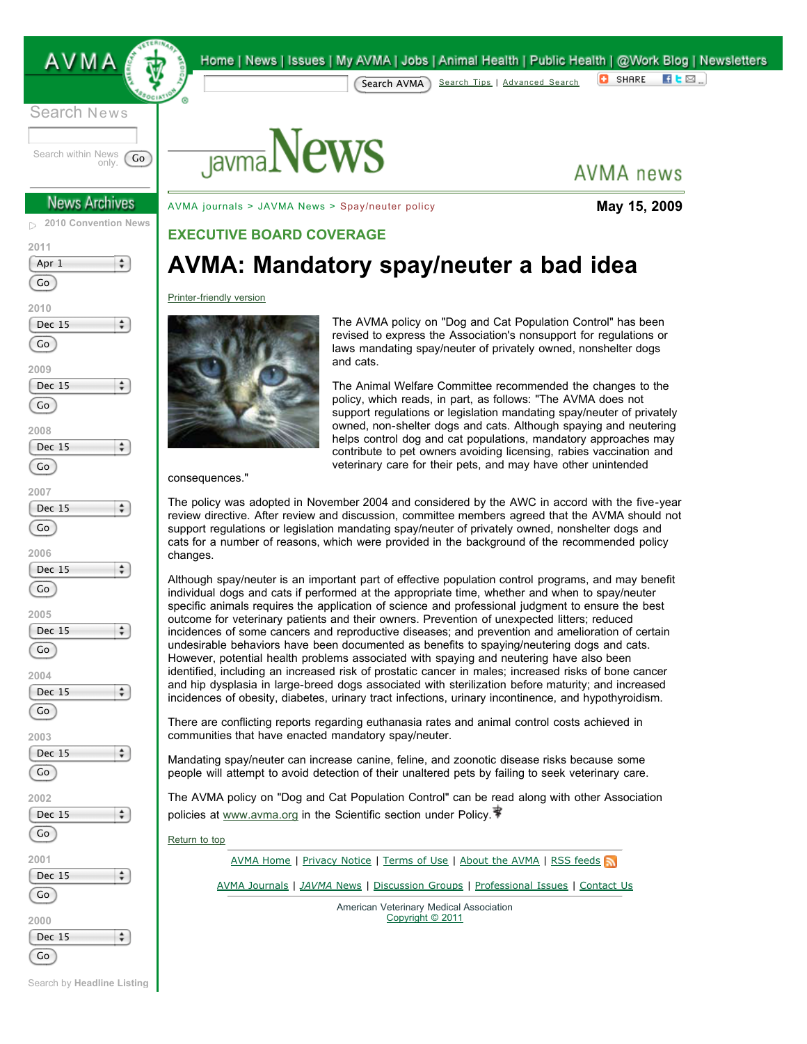AVMA journals > JAVMA News > Spay/neuter policy

May 15, 2009

## EXECUTIVE BOARD COVERAGE

# AVMA: Mandatory spay/neuter a bad idea

Printer-friendly version

The AVMA policy on "Dog and Cat Population Control" has been revised to express the Association's nonsupport for regulations or laws mandating spay/neuter of privately owned, nonshelter dogs and cats.

The Animal Welfare Committee recommended the changes to the policy, which reads, in part, as follows: "The AVMA does not support regulations or legislation mandating spay/neuter of privately owned, non-shelter dogs and cats. Although spaying and neutering helps control dog and cat populations, mandatory approaches may contribute to pet owners avoiding licensing, rabies vaccination and veterinary care for their pets, and may have other unintended consequences."

The policy was adopted in November 2004 and considered by the AWC in accord with the five-year review directive. After review and discussion, committee members agreed that the AVMA should not support regulations or legislation mandating spay/neuter of privately owned, nonshelter dogs and cats for a number of reasons, which were provided in the background of the recommended policy changes.

Although spay/neuter is an important part of effective population control programs, and may benefit individual dogs and cats if performed at the appropriate time, whether and when to spay/neuter specific animals requires the application of science and professional judgment to ensure the best outcome for veterinary patients and their owners. Prevention of unexpected litters; reduced incidences of some cancers and reproductive diseases; and prevention and amelioration of certain undesirable behaviors have been documented as benefits to spaying/neutering dogs and cats. However, potential health problems associated with spaying and neutering have also been identified, including an increased risk of prostatic cancer in males; increased risks of bone cancer and hip dysplasia in large-breed dogs associated with sterilization before maturity; and increased incidences of obesity, diabetes, urinary tract infections, urinary incontinence, and hypothyroidism.

There are conflicting reports regarding euthanasia rates and animal control costs achieved in communities that have enacted mandatory spay/neuter.

Mandating spay/neuter can increase canine, feline, and zoonotic disease risks because some people will attempt to avoid detection of their unaltered pets by failing to seek veterinary care.

The AVMA policy on "Dog and Cat Population Control" can be read along with other Association policies at www.avma.org in the Scientific section under Policy.

Return to top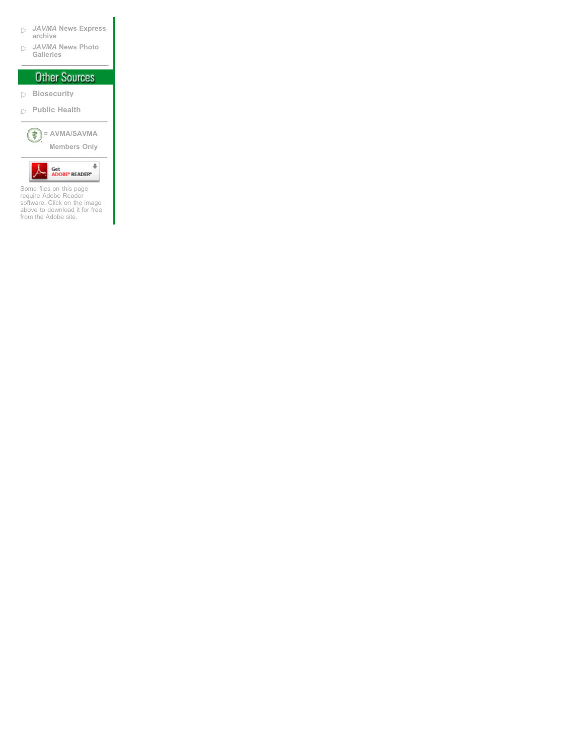- *JAVMA* News Express archive
- *JAVMA* News Photo Galleries

## Other Sources

- Biosecurity
- Public Health

= AVMA/SAVMA Members Only

Get ADOBE® READER®

Some files on this page require Adobe Reader software. Click on the image above to download it for free from the Adobe site.